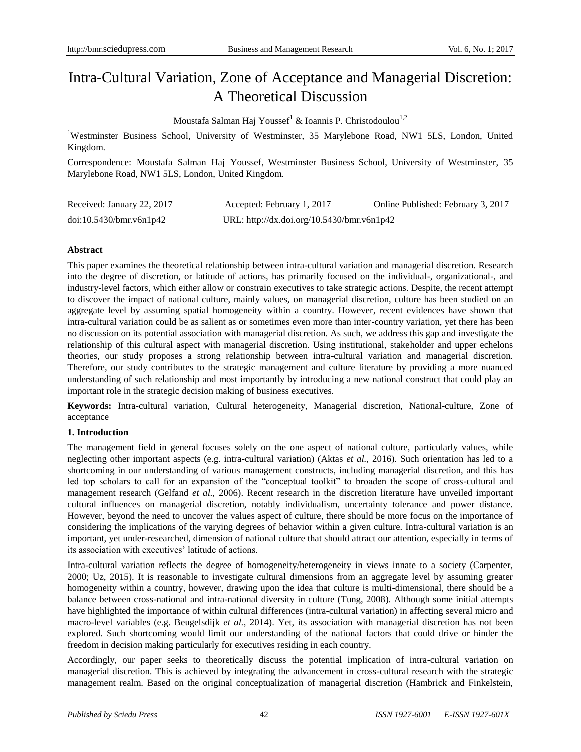# Intra-Cultural Variation, Zone of Acceptance and Managerial Discretion: A Theoretical Discussion

Moustafa Salman Haj Youssef[1] & Ioannis P. Christodoulou[1,2]

[1]Westminster Business School, University of Westminster, 35 Marylebone Road, NW1 5LS, London, United Kingdom.

Correspondence: Moustafa Salman Haj Youssef, Westminster Business School, University of Westminster, 35 Marylebone Road, NW1 5LS, London, United Kingdom.

Received: January 22, 2017 Accepted: February 1, 2017 Online Published: February 3, 2017

doi:10.5430/bmr.v6n1p42 URL: http://dx.doi.org/10.5430/bmr.v6n1p42

**Abstract**

This paper examines the theoretical relationship between intra-cultural variation and managerial discretion. Research into the degree of discretion, or latitude of actions, has primarily focused on the individual-, organizational-, and industry-level factors, which either allow or constrain executives to take strategic actions. Despite, the recent attempt to discover the impact of national culture, mainly values, on managerial discretion, culture has been studied on an aggregate level by assuming spatial homogeneity within a country. However, recent evidences have shown that intra-cultural variation could be as salient as or sometimes even more than inter-country variation, yet there has been no discussion on its potential association with managerial discretion. As such, we address this gap and investigate the relationship of this cultural aspect with managerial discretion. Using institutional, stakeholder and upper echelons theories, our study proposes a strong relationship between intra-cultural variation and managerial discretion. Therefore, our study contributes to the strategic management and culture literature by providing a more nuanced understanding of such relationship and most importantly by introducing a new national construct that could play an important role in the strategic decision making of business executives.

**Keywords:** Intra-cultural variation, Cultural heterogeneity, Managerial discretion, National-culture, Zone of acceptance

## 1. Introduction

The management field in general focuses solely on the one aspect of national culture, particularly values, while neglecting other important aspects (e.g. intra-cultural variation) (Aktas *et al.,* 2016). Such orientation has led to a shortcoming in our understanding of various management constructs, including managerial discretion, and this has led top scholars to call for an expansion of the "conceptual toolkit" to broaden the scope of cross-cultural and management research (Gelfand *et al.,* 2006). Recent research in the discretion literature have unveiled important cultural influences on managerial discretion, notably individualism, uncertainty tolerance and power distance. However, beyond the need to uncover the values aspect of culture, there should be more focus on the importance of considering the implications of the varying degrees of behavior within a given culture. Intra-cultural variation is an important, yet under-researched, dimension of national culture that should attract our attention, especially in terms of its association with executives' latitude of actions.

Intra-cultural variation reflects the degree of homogeneity/heterogeneity in views innate to a society (Carpenter, 2000; Uz, 2015). It is reasonable to investigate cultural dimensions from an aggregate level by assuming greater homogeneity within a country, however, drawing upon the idea that culture is multi-dimensional, there should be a balance between cross-national and intra-national diversity in culture (Tung, 2008). Although some initial attempts have highlighted the importance of within cultural differences (intra-cultural variation) in affecting several micro and macro-level variables (e.g. Beugelsdijk *et al.,* 2014). Yet, its association with managerial discretion has not been explored. Such shortcoming would limit our understanding of the national factors that could drive or hinder the freedom in decision making particularly for executives residing in each country.

Accordingly, our paper seeks to theoretically discuss the potential implication of intra-cultural variation on managerial discretion. This is achieved by integrating the advancement in cross-cultural research with the strategic management realm. Based on the original conceptualization of managerial discretion (Hambrick and Finkelstein,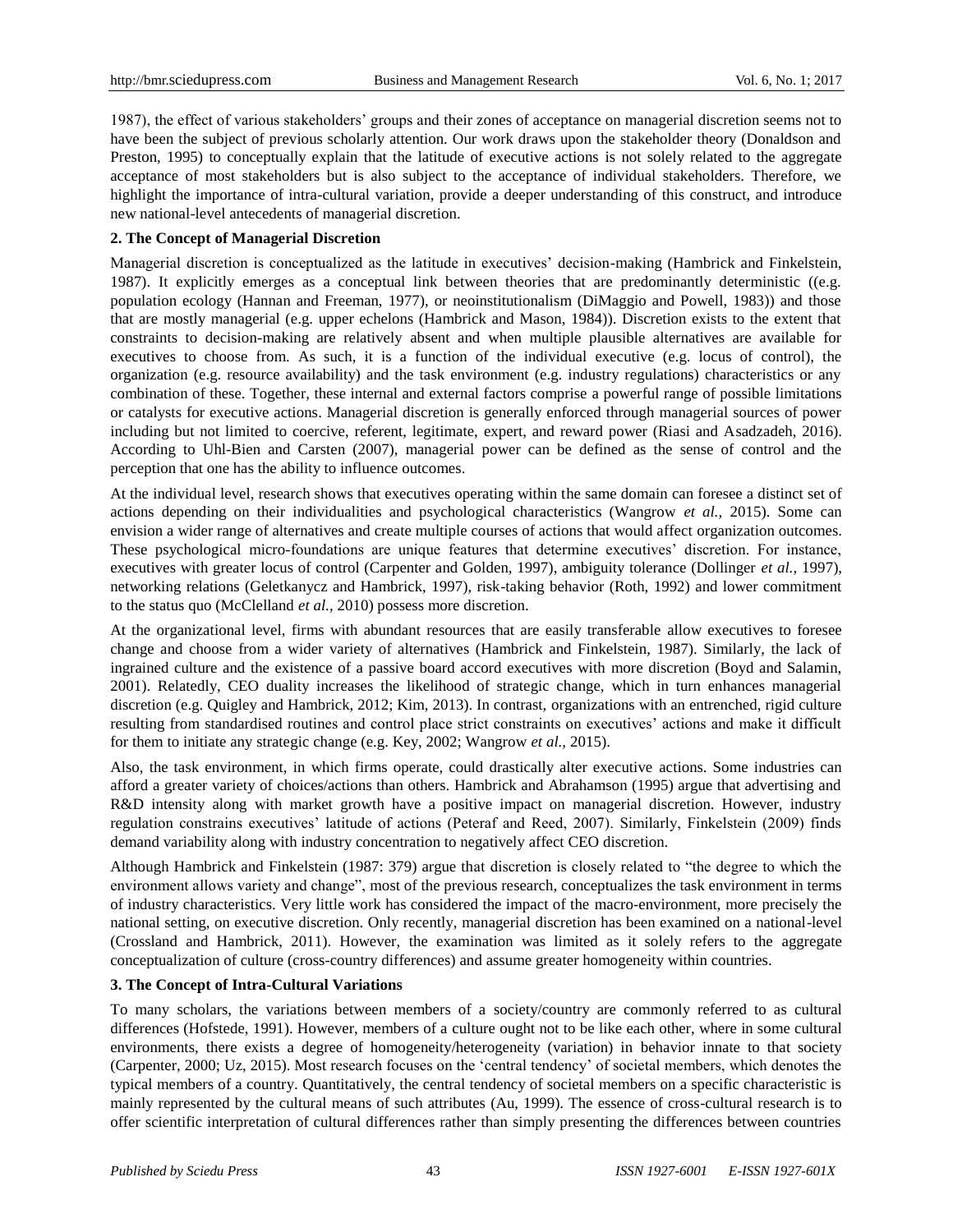1987), the effect of various stakeholders' groups and their zones of acceptance on managerial discretion seems not to have been the subject of previous scholarly attention. Our work draws upon the stakeholder theory (Donaldson and Preston, 1995) to conceptually explain that the latitude of executive actions is not solely related to the aggregate acceptance of most stakeholders but is also subject to the acceptance of individual stakeholders. Therefore, we highlight the importance of intra-cultural variation, provide a deeper understanding of this construct, and introduce new national-level antecedents of managerial discretion.

## 2. The Concept of Managerial Discretion

Managerial discretion is conceptualized as the latitude in executives' decision-making (Hambrick and Finkelstein, 1987). It explicitly emerges as a conceptual link between theories that are predominantly deterministic ((e.g. population ecology (Hannan and Freeman, 1977), or neoinstitutionalism (DiMaggio and Powell, 1983)) and those that are mostly managerial (e.g. upper echelons (Hambrick and Mason, 1984)). Discretion exists to the extent that constraints to decision-making are relatively absent and when multiple plausible alternatives are available for executives to choose from. As such, it is a function of the individual executive (e.g. locus of control), the organization (e.g. resource availability) and the task environment (e.g. industry regulations) characteristics or any combination of these. Together, these internal and external factors comprise a powerful range of possible limitations or catalysts for executive actions. Managerial discretion is generally enforced through managerial sources of power including but not limited to coercive, referent, legitimate, expert, and reward power (Riasi and Asadzadeh, 2016). According to Uhl-Bien and Carsten (2007), managerial power can be defined as the sense of control and the perception that one has the ability to influence outcomes.

At the individual level, research shows that executives operating within the same domain can foresee a distinct set of actions depending on their individualities and psychological characteristics (Wangrow *et al.,* 2015). Some can envision a wider range of alternatives and create multiple courses of actions that would affect organization outcomes. These psychological micro-foundations are unique features that determine executives' discretion. For instance, executives with greater locus of control (Carpenter and Golden, 1997), ambiguity tolerance (Dollinger *et al.,* 1997), networking relations (Geletkanycz and Hambrick, 1997), risk-taking behavior (Roth, 1992) and lower commitment to the status quo (McClelland *et al.,* 2010) possess more discretion.

At the organizational level, firms with abundant resources that are easily transferable allow executives to foresee change and choose from a wider variety of alternatives (Hambrick and Finkelstein, 1987). Similarly, the lack of ingrained culture and the existence of a passive board accord executives with more discretion (Boyd and Salamin, 2001). Relatedly, CEO duality increases the likelihood of strategic change, which in turn enhances managerial discretion (e.g. Quigley and Hambrick, 2012; Kim, 2013). In contrast, organizations with an entrenched, rigid culture resulting from standardised routines and control place strict constraints on executives' actions and make it difficult for them to initiate any strategic change (e.g. Key, 2002; Wangrow *et al.,* 2015).

Also, the task environment, in which firms operate, could drastically alter executive actions. Some industries can afford a greater variety of choices/actions than others. Hambrick and Abrahamson (1995) argue that advertising and R&D intensity along with market growth have a positive impact on managerial discretion. However, industry regulation constrains executives' latitude of actions (Peteraf and Reed, 2007). Similarly, Finkelstein (2009) finds demand variability along with industry concentration to negatively affect CEO discretion.

Although Hambrick and Finkelstein (1987: 379) argue that discretion is closely related to "the degree to which the environment allows variety and change", most of the previous research, conceptualizes the task environment in terms of industry characteristics. Very little work has considered the impact of the macro-environment, more precisely the national setting, on executive discretion. Only recently, managerial discretion has been examined on a national-level (Crossland and Hambrick, 2011). However, the examination was limited as it solely refers to the aggregate conceptualization of culture (cross-country differences) and assume greater homogeneity within countries.

## 3. The Concept of Intra-Cultural Variations

To many scholars, the variations between members of a society/country are commonly referred to as cultural differences (Hofstede, 1991). However, members of a culture ought not to be like each other, where in some cultural environments, there exists a degree of homogeneity/heterogeneity (variation) in behavior innate to that society (Carpenter, 2000; Uz, 2015). Most research focuses on the 'central tendency' of societal members, which denotes the typical members of a country. Quantitatively, the central tendency of societal members on a specific characteristic is mainly represented by the cultural means of such attributes (Au, 1999). The essence of cross-cultural research is to offer scientific interpretation of cultural differences rather than simply presenting the differences between countries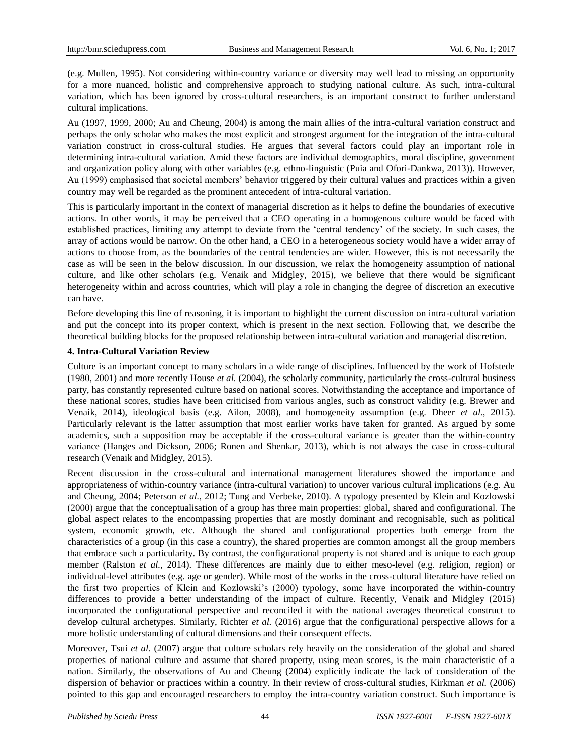(e.g. Mullen, 1995). Not considering within-country variance or diversity may well lead to missing an opportunity for a more nuanced, holistic and comprehensive approach to studying national culture. As such, intra-cultural variation, which has been ignored by cross-cultural researchers, is an important construct to further understand cultural implications.

Au (1997, 1999, 2000; Au and Cheung, 2004) is among the main allies of the intra-cultural variation construct and perhaps the only scholar who makes the most explicit and strongest argument for the integration of the intra-cultural variation construct in cross-cultural studies. He argues that several factors could play an important role in determining intra-cultural variation. Amid these factors are individual demographics, moral discipline, government and organization policy along with other variables (e.g. ethno-linguistic (Puia and Ofori-Dankwa, 2013)). However, Au (1999) emphasised that societal members' behavior triggered by their cultural values and practices within a given country may well be regarded as the prominent antecedent of intra-cultural variation.

This is particularly important in the context of managerial discretion as it helps to define the boundaries of executive actions. In other words, it may be perceived that a CEO operating in a homogenous culture would be faced with established practices, limiting any attempt to deviate from the 'central tendency' of the society. In such cases, the array of actions would be narrow. On the other hand, a CEO in a heterogeneous society would have a wider array of actions to choose from, as the boundaries of the central tendencies are wider. However, this is not necessarily the case as will be seen in the below discussion. In our discussion, we relax the homogeneity assumption of national culture, and like other scholars (e.g. Venaik and Midgley, 2015), we believe that there would be significant heterogeneity within and across countries, which will play a role in changing the degree of discretion an executive can have.

Before developing this line of reasoning, it is important to highlight the current discussion on intra-cultural variation and put the concept into its proper context, which is present in the next section. Following that, we describe the theoretical building blocks for the proposed relationship between intra-cultural variation and managerial discretion.

## 4. Intra-Cultural Variation Review

Culture is an important concept to many scholars in a wide range of disciplines. Influenced by the work of Hofstede (1980, 2001) and more recently House *et al.* (2004), the scholarly community, particularly the cross-cultural business party, has constantly represented culture based on national scores. Notwithstanding the acceptance and importance of these national scores, studies have been criticised from various angles, such as construct validity (e.g. Brewer and Venaik, 2014), ideological basis (e.g. Ailon, 2008), and homogeneity assumption (e.g. Dheer *et al.*, 2015). Particularly relevant is the latter assumption that most earlier works have taken for granted. As argued by some academics, such a supposition may be acceptable if the cross-cultural variance is greater than the within-country variance (Hanges and Dickson, 2006; Ronen and Shenkar, 2013), which is not always the case in cross-cultural research (Venaik and Midgley, 2015).

Recent discussion in the cross-cultural and international management literatures showed the importance and appropriateness of within-country variance (intra-cultural variation) to uncover various cultural implications (e.g. Au and Cheung, 2004; Peterson *et al.*, 2012; Tung and Verbeke, 2010). A typology presented by Klein and Kozlowski (2000) argue that the conceptualisation of a group has three main properties: global, shared and configurational. The global aspect relates to the encompassing properties that are mostly dominant and recognisable, such as political system, economic growth, etc. Although the shared and configurational properties both emerge from the characteristics of a group (in this case a country), the shared properties are common amongst all the group members that embrace such a particularity. By contrast, the configurational property is not shared and is unique to each group member (Ralston *et al.*, 2014). These differences are mainly due to either meso-level (e.g. religion, region) or individual-level attributes (e.g. age or gender). While most of the works in the cross-cultural literature have relied on the first two properties of Klein and Kozlowski's (2000) typology, some have incorporated the within-country differences to provide a better understanding of the impact of culture. Recently, Venaik and Midgley (2015) incorporated the configurational perspective and reconciled it with the national averages theoretical construct to develop cultural archetypes. Similarly, Richter *et al.* (2016) argue that the configurational perspective allows for a more holistic understanding of cultural dimensions and their consequent effects.

Moreover, Tsui *et al.* (2007) argue that culture scholars rely heavily on the consideration of the global and shared properties of national culture and assume that shared property, using mean scores, is the main characteristic of a nation. Similarly, the observations of Au and Cheung (2004) explicitly indicate the lack of consideration of the dispersion of behavior or practices within a country. In their review of cross-cultural studies, Kirkman *et al.* (2006) pointed to this gap and encouraged researchers to employ the intra-country variation construct. Such importance is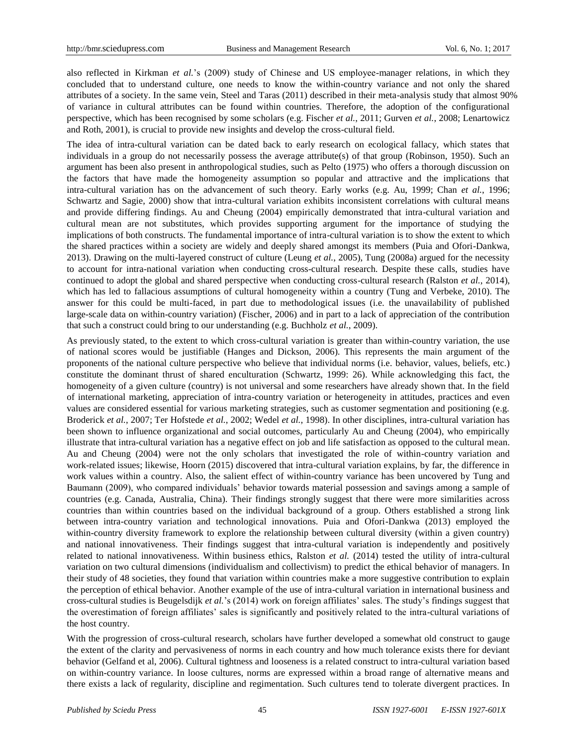also reflected in Kirkman *et al.*'s (2009) study of Chinese and US employee-manager relations, in which they concluded that to understand culture, one needs to know the within-country variance and not only the shared attributes of a society. In the same vein, Steel and Taras (2011) described in their meta-analysis study that almost 90% of variance in cultural attributes can be found within countries. Therefore, the adoption of the configurational perspective, which has been recognised by some scholars (e.g. Fischer *et al.*, 2011; Gurven *et al.*, 2008; Lenartowicz and Roth, 2001), is crucial to provide new insights and develop the cross-cultural field.

The idea of intra-cultural variation can be dated back to early research on ecological fallacy, which states that individuals in a group do not necessarily possess the average attribute(s) of that group (Robinson, 1950). Such an argument has been also present in anthropological studies, such as Pelto (1975) who offers a thorough discussion on the factors that have made the homogeneity assumption so popular and attractive and the implications that intra-cultural variation has on the advancement of such theory. Early works (e.g. Au, 1999; Chan *et al.*, 1996; Schwartz and Sagie, 2000) show that intra-cultural variation exhibits inconsistent correlations with cultural means and provide differing findings. Au and Cheung (2004) empirically demonstrated that intra-cultural variation and cultural mean are not substitutes, which provides supporting argument for the importance of studying the implications of both constructs. The fundamental importance of intra-cultural variation is to show the extent to which the shared practices within a society are widely and deeply shared amongst its members (Puia and Ofori-Dankwa, 2013). Drawing on the multi-layered construct of culture (Leung *et al.*, 2005), Tung (2008a) argued for the necessity to account for intra-national variation when conducting cross-cultural research. Despite these calls, studies have continued to adopt the global and shared perspective when conducting cross-cultural research (Ralston *et al.*, 2014), which has led to fallacious assumptions of cultural homogeneity within a country (Tung and Verbeke, 2010). The answer for this could be multi-faced, in part due to methodological issues (i.e. the unavailability of published large-scale data on within-country variation) (Fischer, 2006) and in part to a lack of appreciation of the contribution that such a construct could bring to our understanding (e.g. Buchholz *et al.*, 2009).

As previously stated, to the extent to which cross-cultural variation is greater than within-country variation, the use of national scores would be justifiable (Hanges and Dickson, 2006). This represents the main argument of the proponents of the national culture perspective who believe that individual norms (i.e. behavior, values, beliefs, etc.) constitute the dominant thrust of shared enculturation (Schwartz, 1999: 26). While acknowledging this fact, the homogeneity of a given culture (country) is not universal and some researchers have already shown that. In the field of international marketing, appreciation of intra-country variation or heterogeneity in attitudes, practices and even values are considered essential for various marketing strategies, such as customer segmentation and positioning (e.g. Broderick *et al.*, 2007; Ter Hofstede *et al.*, 2002; Wedel *et al.*, 1998). In other disciplines, intra-cultural variation has been shown to influence organizational and social outcomes, particularly Au and Cheung (2004), who empirically illustrate that intra-cultural variation has a negative effect on job and life satisfaction as opposed to the cultural mean. Au and Cheung (2004) were not the only scholars that investigated the role of within-country variation and work-related issues; likewise, Hoorn (2015) discovered that intra-cultural variation explains, by far, the difference in work values within a country. Also, the salient effect of within-country variance has been uncovered by Tung and Baumann (2009), who compared individuals' behavior towards material possession and savings among a sample of countries (e.g. Canada, Australia, China). Their findings strongly suggest that there were more similarities across countries than within countries based on the individual background of a group. Others established a strong link between intra-country variation and technological innovations. Puia and Ofori-Dankwa (2013) employed the within-country diversity framework to explore the relationship between cultural diversity (within a given country) and national innovativeness. Their findings suggest that intra-cultural variation is independently and positively related to national innovativeness. Within business ethics, Ralston *et al.* (2014) tested the utility of intra-cultural variation on two cultural dimensions (individualism and collectivism) to predict the ethical behavior of managers. In their study of 48 societies, they found that variation within countries make a more suggestive contribution to explain the perception of ethical behavior. Another example of the use of intra-cultural variation in international business and cross-cultural studies is Beugelsdijk *et al.*'s (2014) work on foreign affiliates' sales. The study's findings suggest that the overestimation of foreign affiliates' sales is significantly and positively related to the intra-cultural variations of the host country.

With the progression of cross-cultural research, scholars have further developed a somewhat old construct to gauge the extent of the clarity and pervasiveness of norms in each country and how much tolerance exists there for deviant behavior (Gelfand et al, 2006). Cultural tightness and looseness is a related construct to intra-cultural variation based on within-country variance. In loose cultures, norms are expressed within a broad range of alternative means and there exists a lack of regularity, discipline and regimentation. Such cultures tend to tolerate divergent practices. In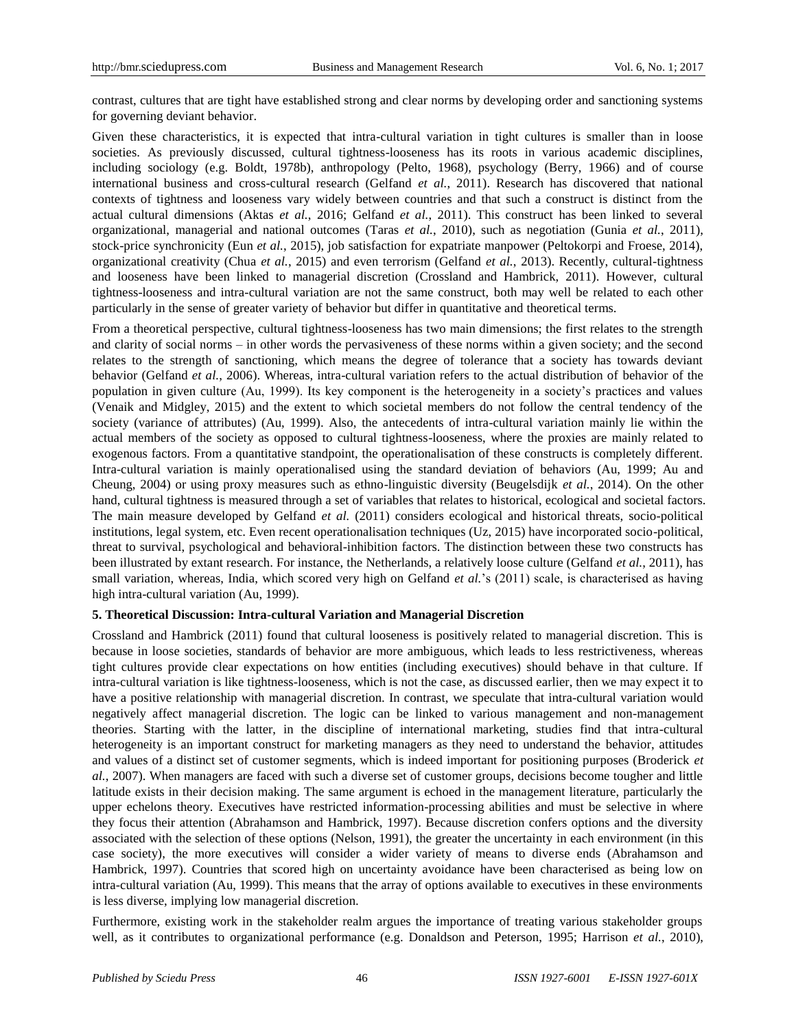contrast, cultures that are tight have established strong and clear norms by developing order and sanctioning systems for governing deviant behavior.

Given these characteristics, it is expected that intra-cultural variation in tight cultures is smaller than in loose societies. As previously discussed, cultural tightness-looseness has its roots in various academic disciplines, including sociology (e.g. Boldt, 1978b), anthropology (Pelto, 1968), psychology (Berry, 1966) and of course international business and cross-cultural research (Gelfand *et al.*, 2011). Research has discovered that national contexts of tightness and looseness vary widely between countries and that such a construct is distinct from the actual cultural dimensions (Aktas *et al.*, 2016; Gelfand *et al.*, 2011). This construct has been linked to several organizational, managerial and national outcomes (Taras *et al.*, 2010), such as negotiation (Gunia *et al.*, 2011), stock-price synchronicity (Eun *et al.*, 2015), job satisfaction for expatriate manpower (Peltokorpi and Froese, 2014), organizational creativity (Chua *et al.*, 2015) and even terrorism (Gelfand *et al.*, 2013). Recently, cultural-tightness and looseness have been linked to managerial discretion (Crossland and Hambrick, 2011). However, cultural tightness-looseness and intra-cultural variation are not the same construct, both may well be related to each other particularly in the sense of greater variety of behavior but differ in quantitative and theoretical terms.

From a theoretical perspective, cultural tightness-looseness has two main dimensions; the first relates to the strength and clarity of social norms – in other words the pervasiveness of these norms within a given society; and the second relates to the strength of sanctioning, which means the degree of tolerance that a society has towards deviant behavior (Gelfand *et al.*, 2006). Whereas, intra-cultural variation refers to the actual distribution of behavior of the population in given culture (Au, 1999). Its key component is the heterogeneity in a society's practices and values (Venaik and Midgley, 2015) and the extent to which societal members do not follow the central tendency of the society (variance of attributes) (Au, 1999). Also, the antecedents of intra-cultural variation mainly lie within the actual members of the society as opposed to cultural tightness-looseness, where the proxies are mainly related to exogenous factors. From a quantitative standpoint, the operationalisation of these constructs is completely different. Intra-cultural variation is mainly operationalised using the standard deviation of behaviors (Au, 1999; Au and Cheung, 2004) or using proxy measures such as ethno-linguistic diversity (Beugelsdijk *et al.*, 2014). On the other hand, cultural tightness is measured through a set of variables that relates to historical, ecological and societal factors. The main measure developed by Gelfand *et al.* (2011) considers ecological and historical threats, socio-political institutions, legal system, etc. Even recent operationalisation techniques (Uz, 2015) have incorporated socio-political, threat to survival, psychological and behavioral-inhibition factors. The distinction between these two constructs has been illustrated by extant research. For instance, the Netherlands, a relatively loose culture (Gelfand *et al.*, 2011), has small variation, whereas, India, which scored very high on Gelfand *et al.*'s (2011) scale, is characterised as having high intra-cultural variation (Au, 1999).

## 5. Theoretical Discussion: Intra-cultural Variation and Managerial Discretion

Crossland and Hambrick (2011) found that cultural looseness is positively related to managerial discretion. This is because in loose societies, standards of behavior are more ambiguous, which leads to less restrictiveness, whereas tight cultures provide clear expectations on how entities (including executives) should behave in that culture. If intra-cultural variation is like tightness-looseness, which is not the case, as discussed earlier, then we may expect it to have a positive relationship with managerial discretion. In contrast, we speculate that intra-cultural variation would negatively affect managerial discretion. The logic can be linked to various management and non-management theories. Starting with the latter, in the discipline of international marketing, studies find that intra-cultural heterogeneity is an important construct for marketing managers as they need to understand the behavior, attitudes and values of a distinct set of customer segments, which is indeed important for positioning purposes (Broderick *et al.*, 2007). When managers are faced with such a diverse set of customer groups, decisions become tougher and little latitude exists in their decision making. The same argument is echoed in the management literature, particularly the upper echelons theory. Executives have restricted information-processing abilities and must be selective in where they focus their attention (Abrahamson and Hambrick, 1997). Because discretion confers options and the diversity associated with the selection of these options (Nelson, 1991), the greater the uncertainty in each environment (in this case society), the more executives will consider a wider variety of means to diverse ends (Abrahamson and Hambrick, 1997). Countries that scored high on uncertainty avoidance have been characterised as being low on intra-cultural variation (Au, 1999). This means that the array of options available to executives in these environments is less diverse, implying low managerial discretion.

Furthermore, existing work in the stakeholder realm argues the importance of treating various stakeholder groups well, as it contributes to organizational performance (e.g. Donaldson and Peterson, 1995; Harrison *et al.*, 2010),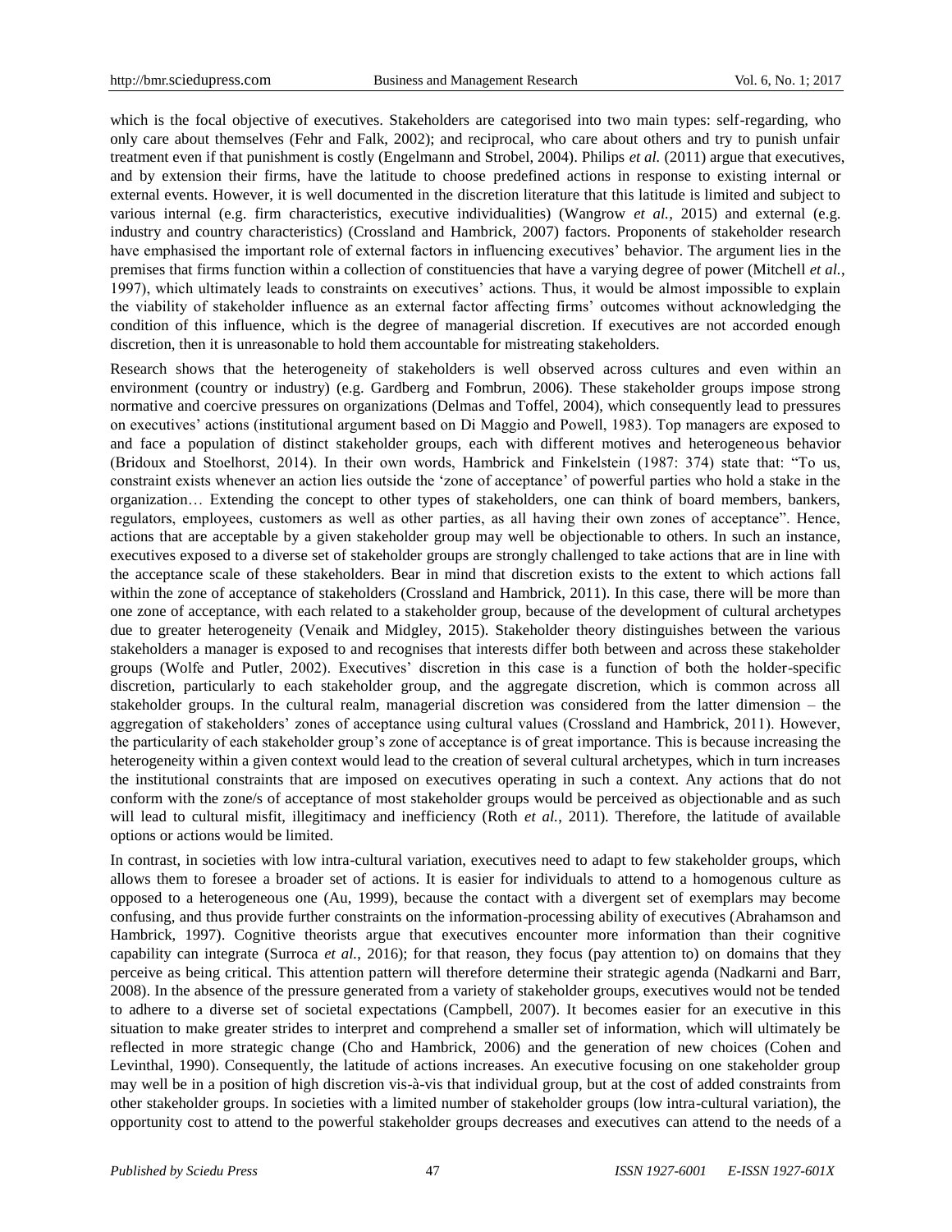which is the focal objective of executives. Stakeholders are categorised into two main types: self-regarding, who only care about themselves (Fehr and Falk, 2002); and reciprocal, who care about others and try to punish unfair treatment even if that punishment is costly (Engelmann and Strobel, 2004). Philips *et al.* (2011) argue that executives, and by extension their firms, have the latitude to choose predefined actions in response to existing internal or external events. However, it is well documented in the discretion literature that this latitude is limited and subject to various internal (e.g. firm characteristics, executive individualities) (Wangrow *et al.*, 2015) and external (e.g. industry and country characteristics) (Crossland and Hambrick, 2007) factors. Proponents of stakeholder research have emphasised the important role of external factors in influencing executives' behavior. The argument lies in the premises that firms function within a collection of constituencies that have a varying degree of power (Mitchell *et al.*, 1997), which ultimately leads to constraints on executives' actions. Thus, it would be almost impossible to explain the viability of stakeholder influence as an external factor affecting firms' outcomes without acknowledging the condition of this influence, which is the degree of managerial discretion. If executives are not accorded enough discretion, then it is unreasonable to hold them accountable for mistreating stakeholders.

Research shows that the heterogeneity of stakeholders is well observed across cultures and even within an environment (country or industry) (e.g. Gardberg and Fombrun, 2006). These stakeholder groups impose strong normative and coercive pressures on organizations (Delmas and Toffel, 2004), which consequently lead to pressures on executives' actions (institutional argument based on Di Maggio and Powell, 1983). Top managers are exposed to and face a population of distinct stakeholder groups, each with different motives and heterogeneous behavior (Bridoux and Stoelhorst, 2014). In their own words, Hambrick and Finkelstein (1987: 374) state that: "To us, constraint exists whenever an action lies outside the 'zone of acceptance' of powerful parties who hold a stake in the organization… Extending the concept to other types of stakeholders, one can think of board members, bankers, regulators, employees, customers as well as other parties, as all having their own zones of acceptance". Hence, actions that are acceptable by a given stakeholder group may well be objectionable to others. In such an instance, executives exposed to a diverse set of stakeholder groups are strongly challenged to take actions that are in line with the acceptance scale of these stakeholders. Bear in mind that discretion exists to the extent to which actions fall within the zone of acceptance of stakeholders (Crossland and Hambrick, 2011). In this case, there will be more than one zone of acceptance, with each related to a stakeholder group, because of the development of cultural archetypes due to greater heterogeneity (Venaik and Midgley, 2015). Stakeholder theory distinguishes between the various stakeholders a manager is exposed to and recognises that interests differ both between and across these stakeholder groups (Wolfe and Putler, 2002). Executives' discretion in this case is a function of both the holder-specific discretion, particularly to each stakeholder group, and the aggregate discretion, which is common across all stakeholder groups. In the cultural realm, managerial discretion was considered from the latter dimension – the aggregation of stakeholders' zones of acceptance using cultural values (Crossland and Hambrick, 2011). However, the particularity of each stakeholder group's zone of acceptance is of great importance. This is because increasing the heterogeneity within a given context would lead to the creation of several cultural archetypes, which in turn increases the institutional constraints that are imposed on executives operating in such a context. Any actions that do not conform with the zone/s of acceptance of most stakeholder groups would be perceived as objectionable and as such will lead to cultural misfit, illegitimacy and inefficiency (Roth *et al.*, 2011). Therefore, the latitude of available options or actions would be limited.

In contrast, in societies with low intra-cultural variation, executives need to adapt to few stakeholder groups, which allows them to foresee a broader set of actions. It is easier for individuals to attend to a homogenous culture as opposed to a heterogeneous one (Au, 1999), because the contact with a divergent set of exemplars may become confusing, and thus provide further constraints on the information-processing ability of executives (Abrahamson and Hambrick, 1997). Cognitive theorists argue that executives encounter more information than their cognitive capability can integrate (Surroca *et al.*, 2016); for that reason, they focus (pay attention to) on domains that they perceive as being critical. This attention pattern will therefore determine their strategic agenda (Nadkarni and Barr, 2008). In the absence of the pressure generated from a variety of stakeholder groups, executives would not be tended to adhere to a diverse set of societal expectations (Campbell, 2007). It becomes easier for an executive in this situation to make greater strides to interpret and comprehend a smaller set of information, which will ultimately be reflected in more strategic change (Cho and Hambrick, 2006) and the generation of new choices (Cohen and Levinthal, 1990). Consequently, the latitude of actions increases. An executive focusing on one stakeholder group may well be in a position of high discretion vis-à-vis that individual group, but at the cost of added constraints from other stakeholder groups. In societies with a limited number of stakeholder groups (low intra-cultural variation), the opportunity cost to attend to the powerful stakeholder groups decreases and executives can attend to the needs of a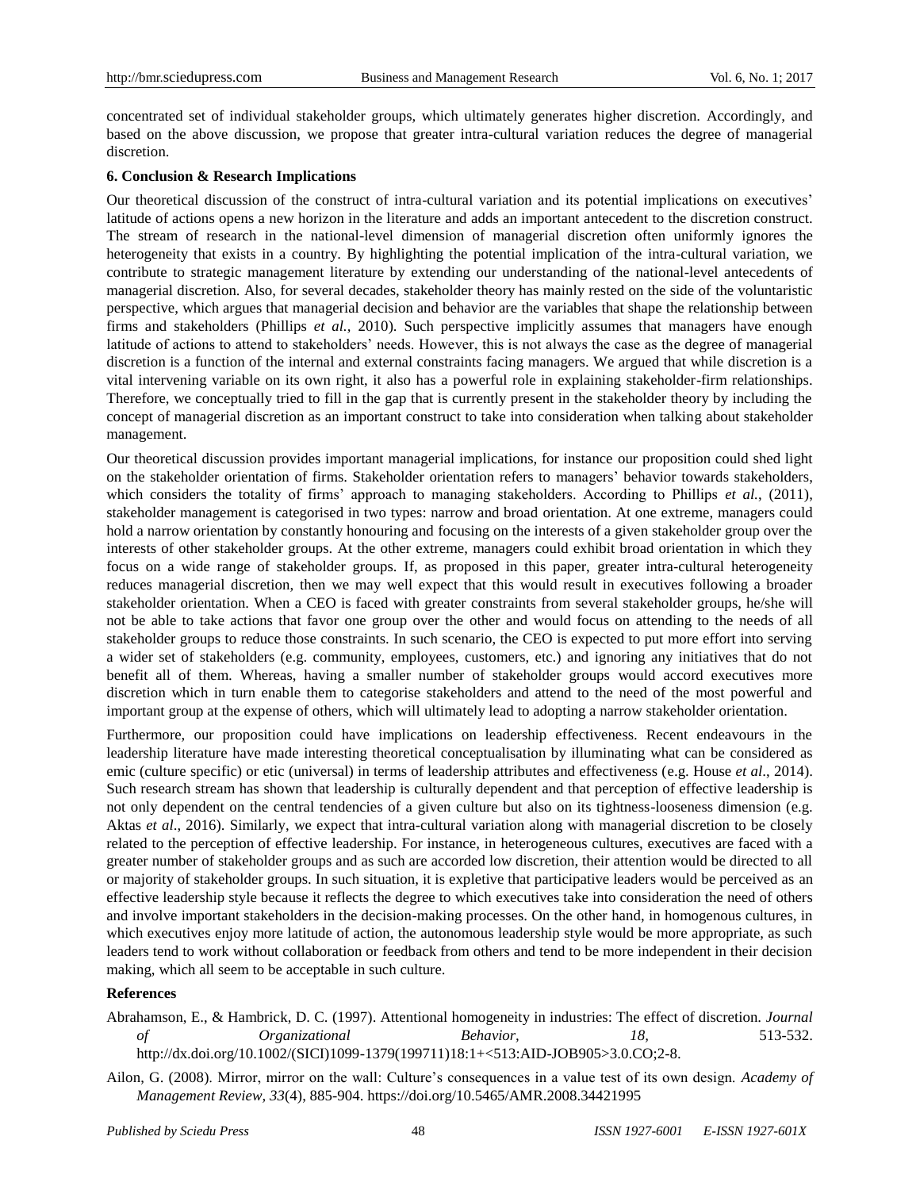concentrated set of individual stakeholder groups, which ultimately generates higher discretion. Accordingly, and based on the above discussion, we propose that greater intra-cultural variation reduces the degree of managerial discretion.

## 6. Conclusion & Research Implications

Our theoretical discussion of the construct of intra-cultural variation and its potential implications on executives' latitude of actions opens a new horizon in the literature and adds an important antecedent to the discretion construct. The stream of research in the national-level dimension of managerial discretion often uniformly ignores the heterogeneity that exists in a country. By highlighting the potential implication of the intra-cultural variation, we contribute to strategic management literature by extending our understanding of the national-level antecedents of managerial discretion. Also, for several decades, stakeholder theory has mainly rested on the side of the voluntaristic perspective, which argues that managerial decision and behavior are the variables that shape the relationship between firms and stakeholders (Phillips *et al.,* 2010). Such perspective implicitly assumes that managers have enough latitude of actions to attend to stakeholders' needs. However, this is not always the case as the degree of managerial discretion is a function of the internal and external constraints facing managers. We argued that while discretion is a vital intervening variable on its own right, it also has a powerful role in explaining stakeholder-firm relationships. Therefore, we conceptually tried to fill in the gap that is currently present in the stakeholder theory by including the concept of managerial discretion as an important construct to take into consideration when talking about stakeholder management.

Our theoretical discussion provides important managerial implications, for instance our proposition could shed light on the stakeholder orientation of firms. Stakeholder orientation refers to managers' behavior towards stakeholders, which considers the totality of firms' approach to managing stakeholders. According to Phillips *et al.*, (2011), stakeholder management is categorised in two types: narrow and broad orientation. At one extreme, managers could hold a narrow orientation by constantly honouring and focusing on the interests of a given stakeholder group over the interests of other stakeholder groups. At the other extreme, managers could exhibit broad orientation in which they focus on a wide range of stakeholder groups. If, as proposed in this paper, greater intra-cultural heterogeneity reduces managerial discretion, then we may well expect that this would result in executives following a broader stakeholder orientation. When a CEO is faced with greater constraints from several stakeholder groups, he/she will not be able to take actions that favor one group over the other and would focus on attending to the needs of all stakeholder groups to reduce those constraints. In such scenario, the CEO is expected to put more effort into serving a wider set of stakeholders (e.g. community, employees, customers, etc.) and ignoring any initiatives that do not benefit all of them. Whereas, having a smaller number of stakeholder groups would accord executives more discretion which in turn enable them to categorise stakeholders and attend to the need of the most powerful and important group at the expense of others, which would ultimately lead to adopting a narrow stakeholder orientation.

Furthermore, our proposition could have implications on leadership effectiveness. Recent endeavours in the leadership literature have made interesting theoretical conceptualisation by illuminating what can be considered as emic (culture specific) or etic (universal) in terms of leadership attributes and effectiveness (e.g. House *et al*., 2014). Such research stream has shown that leadership is culturally dependent and that perception of effective leadership is not only dependent on the central tendencies of a given culture but also on its tightness-looseness dimension (e.g. Aktas *et al*., 2016). Similarly, we expect that intra-cultural variation along with managerial discretion to be closely related to the perception of effective leadership. For instance, in heterogeneous cultures, executives are faced with a greater number of stakeholder groups and as such are accorded low discretion, their attention would be directed to all or majority of stakeholder groups. In such situation, it is expletive that participative leaders would be perceived as an effective leadership style because it reflects the degree to which executives take into consideration the need of others and involve important stakeholders in the decision-making processes. On the other hand, in homogenous cultures, in which executives enjoy more latitude of action, the autonomous leadership style would be more appropriate, as such leaders tend to work without collaboration or feedback from others and tend to be more independent in their decision making, which all seem to be acceptable in such culture.

## References

Abrahamson, E., & Hambrick, D. C. (1997). Attentional homogeneity in industries: The effect of discretion. *Journal of Organizational Behavior, 18,* 513-532. http://dx.doi.org/10.1002/(SICI)1099-1379(199711)18:1+<513:AID-JOB905>3.0.CO;2-8.

Ailon, G. (2008). Mirror, mirror on the wall: Culture's consequences in a value test of its own design. *Academy of Management Review, 33*(4), 885-904. https://doi.org/10.5465/AMR.2008.34421995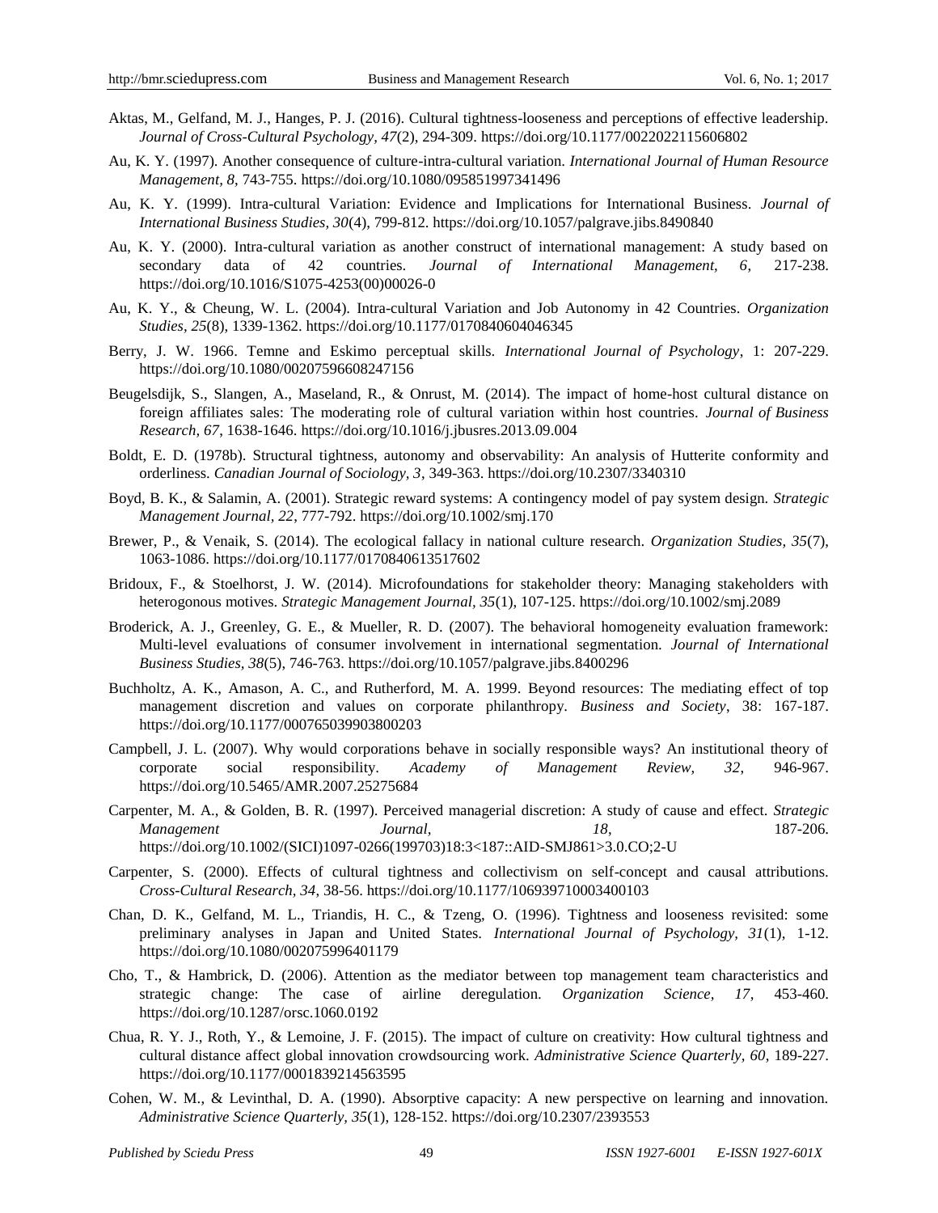Aktas, M., Gelfand, M. J., Hanges, P. J. (2016). Cultural tightness-looseness and perceptions of effective leadership. *Journal of Cross-Cultural Psychology, 47*(2), 294-309. https://doi.org/10.1177/0022022115606802

Au, K. Y. (1997). Another consequence of culture-intra-cultural variation. *International Journal of Human Resource Management, 8*, 743-755. https://doi.org/10.1080/095851997341496

Au, K. Y. (1999). Intra-cultural Variation: Evidence and Implications for International Business. *Journal of International Business Studies, 30*(4), 799-812. https://doi.org/10.1057/palgrave.jibs.8490840

Au, K. Y. (2000). Intra-cultural variation as another construct of international management: A study based on secondary data of 42 countries. *Journal of International Management, 6*, 217-238. https://doi.org/10.1016/S1075-4253(00)00026-0

Au, K. Y., & Cheung, W. L. (2004). Intra-cultural Variation and Job Autonomy in 42 Countries. *Organization Studies, 25*(8), 1339-1362. https://doi.org/10.1177/0170840604046345

Berry, J. W. 1966. Temne and Eskimo perceptual skills. *International Journal of Psychology*, 1: 207-229. https://doi.org/10.1080/00207596608247156

Beugelsdijk, S., Slangen, A., Maseland, R., & Onrust, M. (2014). The impact of home-host cultural distance on foreign affiliates sales: The moderating role of cultural variation within host countries. *Journal of Business Research, 67*, 1638-1646. https://doi.org/10.1016/j.jbusres.2013.09.004

Boldt, E. D. (1978b). Structural tightness, autonomy and observability: An analysis of Hutterite conformity and orderliness. *Canadian Journal of Sociology, 3*, 349-363. https://doi.org/10.2307/3340310

Boyd, B. K., & Salamin, A. (2001). Strategic reward systems: A contingency model of pay system design. *Strategic Management Journal, 22*, 777-792. https://doi.org/10.1002/smj.170

Brewer, P., & Venaik, S. (2014). The ecological fallacy in national culture research. *Organization Studies, 35*(7), 1063-1086. https://doi.org/10.1177/0170840613517602

Bridoux, F., & Stoelhorst, J. W. (2014). Microfoundations for stakeholder theory: Managing stakeholders with heterogonous motives. *Strategic Management Journal, 35*(1), 107-125. https://doi.org/10.1002/smj.2089

Broderick, A. J., Greenley, G. E., & Mueller, R. D. (2007). The behavioral homogeneity evaluation framework: Multi-level evaluations of consumer involvement in international segmentation. *Journal of International Business Studies, 38*(5), 746-763. https://doi.org/10.1057/palgrave.jibs.8400296

Buchholtz, A. K., Amason, A. C., and Rutherford, M. A. 1999. Beyond resources: The mediating effect of top management discretion and values on corporate philanthropy. *Business and Society*, 38: 167-187. https://doi.org/10.1177/000765039903800203

Campbell, J. L. (2007). Why would corporations behave in socially responsible ways? An institutional theory of corporate social responsibility. *Academy of Management Review, 32*, 946-967. https://doi.org/10.5465/AMR.2007.25275684

Carpenter, M. A., & Golden, B. R. (1997). Perceived managerial discretion: A study of cause and effect. *Strategic Management Journal, 18*, 187-206. https://doi.org/10.1002/(SICI)1097-0266(199703)18:3<187::AID-SMJ861>3.0.CO;2-U

Carpenter, S. (2000). Effects of cultural tightness and collectivism on self-concept and causal attributions. *Cross-Cultural Research, 34*, 38-56. https://doi.org/10.1177/106939710003400103

Chan, D. K., Gelfand, M. L., Triandis, H. C., & Tzeng, O. (1996). Tightness and looseness revisited: some preliminary analyses in Japan and United States. *International Journal of Psychology, 31*(1), 1-12. https://doi.org/10.1080/002075996401179

Cho, T., & Hambrick, D. (2006). Attention as the mediator between top management team characteristics and strategic change: The case of airline deregulation. *Organization Science, 17*, 453-460. https://doi.org/10.1287/orsc.1060.0192

Chua, R. Y. J., Roth, Y., & Lemoine, J. F. (2015). The impact of culture on creativity: How cultural tightness and cultural distance affect global innovation crowdsourcing work. *Administrative Science Quarterly, 60*, 189-227. https://doi.org/10.1177/0001839214563595

Cohen, W. M., & Levinthal, D. A. (1990). Absorptive capacity: A new perspective on learning and innovation. *Administrative Science Quarterly, 35*(1), 128-152. https://doi.org/10.2307/2393553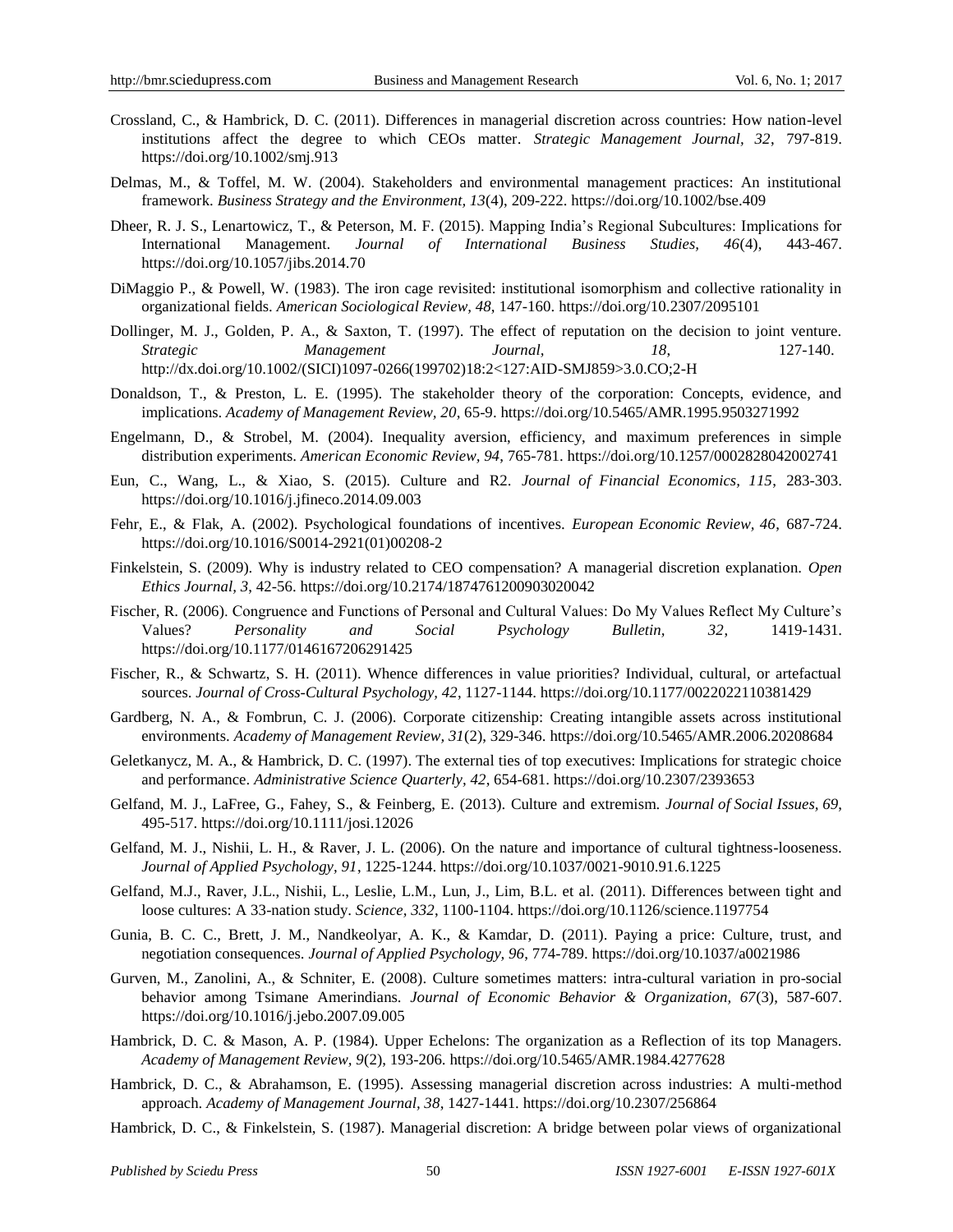Crossland, C., & Hambrick, D. C. (2011). Differences in managerial discretion across countries: How nation-level institutions affect the degree to which CEOs matter. *Strategic Management Journal, 32*, 797-819. https://doi.org/10.1002/smj.913

Delmas, M., & Toffel, M. W. (2004). Stakeholders and environmental management practices: An institutional framework. *Business Strategy and the Environment, 13*(4), 209-222. https://doi.org/10.1002/bse.409

Dheer, R. J. S., Lenartowicz, T., & Peterson, M. F. (2015). Mapping India's Regional Subcultures: Implications for International Management. *Journal of International Business Studies, 46*(4), 443-467. https://doi.org/10.1057/jibs.2014.70

DiMaggio P., & Powell, W. (1983). The iron cage revisited: institutional isomorphism and collective rationality in organizational fields. *American Sociological Review, 48*, 147-160. https://doi.org/10.2307/2095101

Dollinger, M. J., Golden, P. A., & Saxton, T. (1997). The effect of reputation on the decision to joint venture. *Strategic Management Journal, 18*, 127-140. http://dx.doi.org/10.1002/(SICI)1097-0266(199702)18:2<127:AID-SMJ859>3.0.CO;2-H

Donaldson, T., & Preston, L. E. (1995). The stakeholder theory of the corporation: Concepts, evidence, and implications. *Academy of Management Review, 20*, 65-9. https://doi.org/10.5465/AMR.1995.9503271992

Engelmann, D., & Strobel, M. (2004). Inequality aversion, efficiency, and maximum preferences in simple distribution experiments. *American Economic Review, 94*, 765-781. https://doi.org/10.1257/0002828042002741

Eun, C., Wang, L., & Xiao, S. (2015). Culture and R2. *Journal of Financial Economics, 115*, 283-303. https://doi.org/10.1016/j.jfineco.2014.09.003

Fehr, E., & Flak, A. (2002). Psychological foundations of incentives. *European Economic Review, 46*, 687-724. https://doi.org/10.1016/S0014-2921(01)00208-2

Finkelstein, S. (2009). Why is industry related to CEO compensation? A managerial discretion explanation. *Open Ethics Journal, 3*, 42-56. https://doi.org/10.2174/1874761200903020042

Fischer, R. (2006). Congruence and Functions of Personal and Cultural Values: Do My Values Reflect My Culture's Values? *Personality and Social Psychology Bulletin, 32*, 1419-1431. https://doi.org/10.1177/0146167206291425

Fischer, R., & Schwartz, S. H. (2011). Whence differences in value priorities? Individual, cultural, or artefactual sources. *Journal of Cross-Cultural Psychology, 42*, 1127-1144. https://doi.org/10.1177/0022022110381429

Gardberg, N. A., & Fombrun, C. J. (2006). Corporate citizenship: Creating intangible assets across institutional environments. *Academy of Management Review, 31*(2), 329-346. https://doi.org/10.5465/AMR.2006.20208684

Geletkanycz, M. A., & Hambrick, D. C. (1997). The external ties of top executives: Implications for strategic choice and performance. *Administrative Science Quarterly, 42*, 654-681. https://doi.org/10.2307/2393653

Gelfand, M. J., LaFree, G., Fahey, S., & Feinberg, E. (2013). Culture and extremism. *Journal of Social Issues, 69*, 495-517. https://doi.org/10.1111/josi.12026

Gelfand, M. J., Nishii, L. H., & Raver, J. L. (2006). On the nature and importance of cultural tightness-looseness. *Journal of Applied Psychology, 91*, 1225-1244. https://doi.org/10.1037/0021-9010.91.6.1225

Gelfand, M.J., Raver, J.L., Nishii, L., Leslie, L.M., Lun, J., Lim, B.L. et al. (2011). Differences between tight and loose cultures: A 33-nation study. *Science, 332*, 1100-1104. https://doi.org/10.1126/science.1197754

Gunia, B. C. C., Brett, J. M., Nandkeolyar, A. K., & Kamdar, D. (2011). Paying a price: Culture, trust, and negotiation consequences. *Journal of Applied Psychology, 96*, 774-789. https://doi.org/10.1037/a0021986

Gurven, M., Zanolini, A., & Schniter, E. (2008). Culture sometimes matters: intra-cultural variation in pro-social behavior among Tsimane Amerindians. *Journal of Economic Behavior & Organization, 67*(3), 587-607. https://doi.org/10.1016/j.jebo.2007.09.005

Hambrick, D. C. & Mason, A. P. (1984). Upper Echelons: The organization as a Reflection of its top Managers. *Academy of Management Review, 9*(2), 193-206. https://doi.org/10.5465/AMR.1984.4277628

Hambrick, D. C., & Abrahamson, E. (1995). Assessing managerial discretion across industries: A multi-method approach. *Academy of Management Journal, 38*, 1427-1441. https://doi.org/10.2307/256864

Hambrick, D. C., & Finkelstein, S. (1987). Managerial discretion: A bridge between polar views of organizational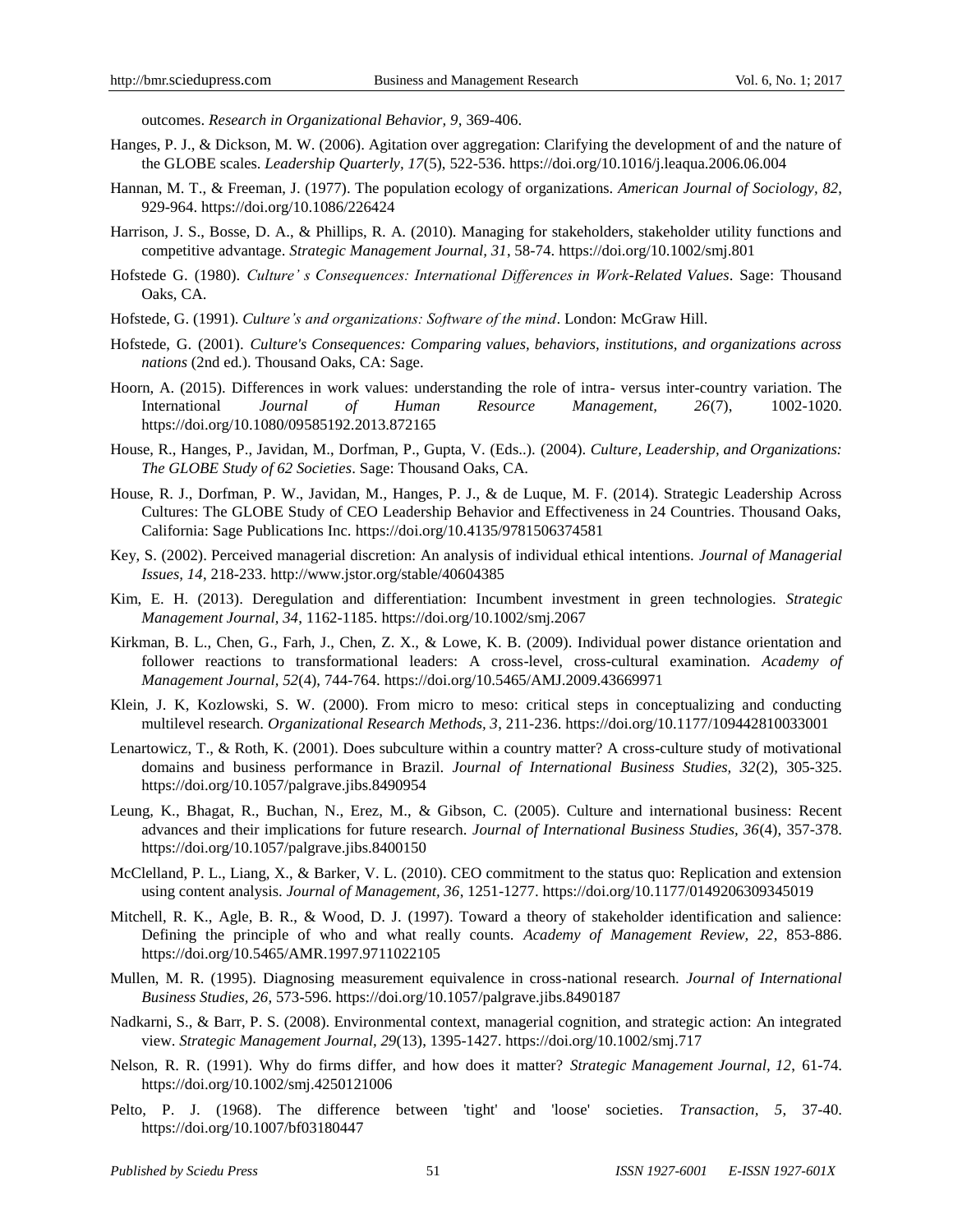outcomes. *Research in Organizational Behavior, 9*, 369-406.

Hanges, P. J., & Dickson, M. W. (2006). Agitation over aggregation: Clarifying the development of and the nature of the GLOBE scales. *Leadership Quarterly, 17*(5), 522-536. https://doi.org/10.1016/j.leaqua.2006.06.004

Hannan, M. T., & Freeman, J. (1977). The population ecology of organizations. *American Journal of Sociology, 82*, 929-964. https://doi.org/10.1086/226424

Harrison, J. S., Bosse, D. A., & Phillips, R. A. (2010). Managing for stakeholders, stakeholder utility functions and competitive advantage. *Strategic Management Journal, 31*, 58-74. https://doi.org/10.1002/smj.801

Hofstede G. (1980). *Culture' s Consequences: International Differences in Work-Related Values*. Sage: Thousand Oaks, CA.

Hofstede, G. (1991). *Culture's and organizations: Software of the mind*. London: McGraw Hill.

Hofstede, G. (2001). *Culture's Consequences: Comparing values, behaviors, institutions, and organizations across nations* (2nd ed.). Thousand Oaks, CA: Sage.

Hoorn, A. (2015). Differences in work values: understanding the role of intra- versus inter-country variation. The International *Journal of Human Resource Management, 26*(7), 1002-1020. https://doi.org/10.1080/09585192.2013.872165

House, R., Hanges, P., Javidan, M., Dorfman, P., Gupta, V. (Eds..). (2004). *Culture, Leadership, and Organizations: The GLOBE Study of 62 Societies*. Sage: Thousand Oaks, CA.

House, R. J., Dorfman, P. W., Javidan, M., Hanges, P. J., & de Luque, M. F. (2014). Strategic Leadership Across Cultures: The GLOBE Study of CEO Leadership Behavior and Effectiveness in 24 Countries. Thousand Oaks, California: Sage Publications Inc. https://doi.org/10.4135/9781506374581

Key, S. (2002). Perceived managerial discretion: An analysis of individual ethical intentions. *Journal of Managerial Issues, 14*, 218-233. http://www.jstor.org/stable/40604385

Kim, E. H. (2013). Deregulation and differentiation: Incumbent investment in green technologies. *Strategic Management Journal, 34*, 1162-1185. https://doi.org/10.1002/smj.2067

Kirkman, B. L., Chen, G., Farh, J., Chen, Z. X., & Lowe, K. B. (2009). Individual power distance orientation and follower reactions to transformational leaders: A cross-level, cross-cultural examination. *Academy of Management Journal, 52*(4), 744-764. https://doi.org/10.5465/AMJ.2009.43669971

Klein, J. K, Kozlowski, S. W. (2000). From micro to meso: critical steps in conceptualizing and conducting multilevel research. *Organizational Research Methods, 3*, 211-236. https://doi.org/10.1177/109442810033001

Lenartowicz, T., & Roth, K. (2001). Does subculture within a country matter? A cross-culture study of motivational domains and business performance in Brazil. *Journal of International Business Studies, 32*(2), 305-325. https://doi.org/10.1057/palgrave.jibs.8490954

Leung, K., Bhagat, R., Buchan, N., Erez, M., & Gibson, C. (2005). Culture and international business: Recent advances and their implications for future research. *Journal of International Business Studies, 36*(4), 357-378. https://doi.org/10.1057/palgrave.jibs.8400150

McClelland, P. L., Liang, X., & Barker, V. L. (2010). CEO commitment to the status quo: Replication and extension using content analysis. *Journal of Management, 36*, 1251-1277. https://doi.org/10.1177/0149206309345019

Mitchell, R. K., Agle, B. R., & Wood, D. J. (1997). Toward a theory of stakeholder identification and salience: Defining the principle of who and what really counts. *Academy of Management Review, 22*, 853-886. https://doi.org/10.5465/AMR.1997.9711022105

Mullen, M. R. (1995). Diagnosing measurement equivalence in cross-national research. *Journal of International Business Studies, 26*, 573-596. https://doi.org/10.1057/palgrave.jibs.8490187

Nadkarni, S., & Barr, P. S. (2008). Environmental context, managerial cognition, and strategic action: An integrated view. *Strategic Management Journal, 29*(13), 1395-1427. https://doi.org/10.1002/smj.717

Nelson, R. R. (1991). Why do firms differ, and how does it matter? *Strategic Management Journal, 12*, 61-74. https://doi.org/10.1002/smj.4250121006

Pelto, P. J. (1968). The difference between 'tight' and 'loose' societies. *Transaction, 5*, 37-40. https://doi.org/10.1007/bf03180447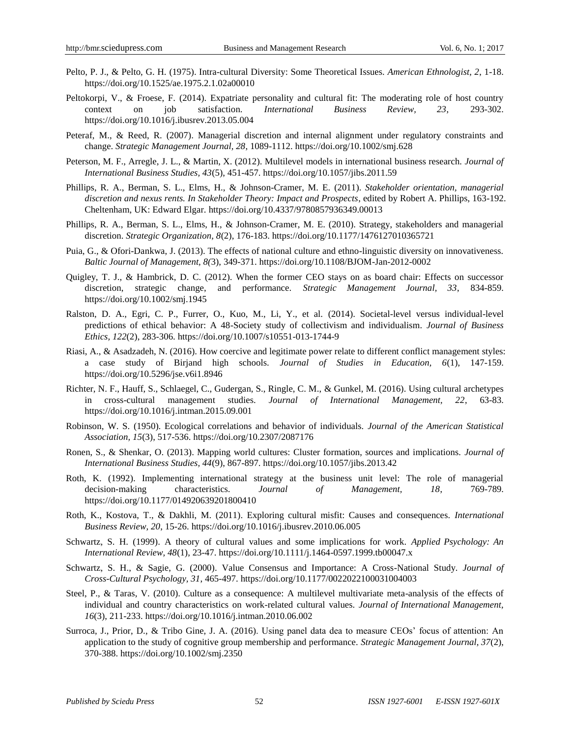Pelto, P. J., & Pelto, G. H. (1975). Intra-cultural Diversity: Some Theoretical Issues. *American Ethnologist, 2*, 1-18. https://doi.org/10.1525/ae.1975.2.1.02a00010

Peltokorpi, V., & Froese, F. (2014). Expatriate personality and cultural fit: The moderating role of host country context on job satisfaction. *International Business Review, 23*, 293-302. https://doi.org/10.1016/j.ibusrev.2013.05.004

Peteraf, M., & Reed, R. (2007). Managerial discretion and internal alignment under regulatory constraints and change. *Strategic Management Journal, 28*, 1089-1112. https://doi.org/10.1002/smj.628

Peterson, M. F., Arregle, J. L., & Martin, X. (2012). Multilevel models in international business research. *Journal of International Business Studies, 43*(5), 451-457. https://doi.org/10.1057/jibs.2011.59

Phillips, R. A., Berman, S. L., Elms, H., & Johnson-Cramer, M. E. (2011). *Stakeholder orientation, managerial discretion and nexus rents. In Stakeholder Theory: Impact and Prospects*, edited by Robert A. Phillips, 163-192. Cheltenham, UK: Edward Elgar. https://doi.org/10.4337/9780857936349.00013

Phillips, R. A., Berman, S. L., Elms, H., & Johnson-Cramer, M. E. (2010). Strategy, stakeholders and managerial discretion. *Strategic Organization, 8*(2), 176-183. https://doi.org/10.1177/1476127010365721

Puia, G., & Ofori-Dankwa, J. (2013). The effects of national culture and ethno-linguistic diversity on innovativeness. *Baltic Journal of Management, 8(*3), 349-371. https://doi.org/10.1108/BJOM-Jan-2012-0002

Quigley, T. J., & Hambrick, D. C. (2012). When the former CEO stays on as board chair: Effects on successor discretion, strategic change, and performance. *Strategic Management Journal, 33*, 834-859. https://doi.org/10.1002/smj.1945

Ralston, D. A., Egri, C. P., Furrer, O., Kuo, M., Li, Y., et al. (2014). Societal-level versus individual-level predictions of ethical behavior: A 48-Society study of collectivism and individualism. *Journal of Business Ethics, 122*(2), 283-306. https://doi.org/10.1007/s10551-013-1744-9

Riasi, A., & Asadzadeh, N. (2016). How coercive and legitimate power relate to different conflict management styles: a case study of Birjand high schools. *Journal of Studies in Education, 6*(1), 147-159. https://doi.org/10.5296/jse.v6i1.8946

Richter, N. F., Hauff, S., Schlaegel, C., Gudergan, S., Ringle, C. M., & Gunkel, M. (2016). Using cultural archetypes in cross-cultural management studies. *Journal of International Management, 22*, 63-83. https://doi.org/10.1016/j.intman.2015.09.001

Robinson, W. S. (1950). Ecological correlations and behavior of individuals. *Journal of the American Statistical Association, 15*(3), 517-536. https://doi.org/10.2307/2087176

Ronen, S., & Shenkar, O. (2013). Mapping world cultures: Cluster formation, sources and implications. *Journal of International Business Studies, 44*(9), 867-897. https://doi.org/10.1057/jibs.2013.42

Roth, K. (1992). Implementing international strategy at the business unit level: The role of managerial decision-making characteristics. *Journal of Management, 18*, 769-789. https://doi.org/10.1177/014920639201800410

Roth, K., Kostova, T., & Dakhli, M. (2011). Exploring cultural misfit: Causes and consequences. *International Business Review, 20*, 15-26. https://doi.org/10.1016/j.ibusrev.2010.06.005

Schwartz, S. H. (1999). A theory of cultural values and some implications for work. *Applied Psychology: An International Review, 48*(1), 23-47. https://doi.org/10.1111/j.1464-0597.1999.tb00047.x

Schwartz, S. H., & Sagie, G. (2000). Value Consensus and Importance: A Cross-National Study. *Journal of Cross-Cultural Psychology, 31*, 465-497. https://doi.org/10.1177/0022022100031004003

Steel, P., & Taras, V. (2010). Culture as a consequence: A multilevel multivariate meta-analysis of the effects of individual and country characteristics on work-related cultural values. *Journal of International Management, 16*(3), 211-233. https://doi.org/10.1016/j.intman.2010.06.002

Surroca, J., Prior, D., & Tribo Gine, J. A. (2016). Using panel data dea to measure CEOs' focus of attention: An application to the study of cognitive group membership and performance. *Strategic Management Journal, 37*(2), 370-388. https://doi.org/10.1002/smj.2350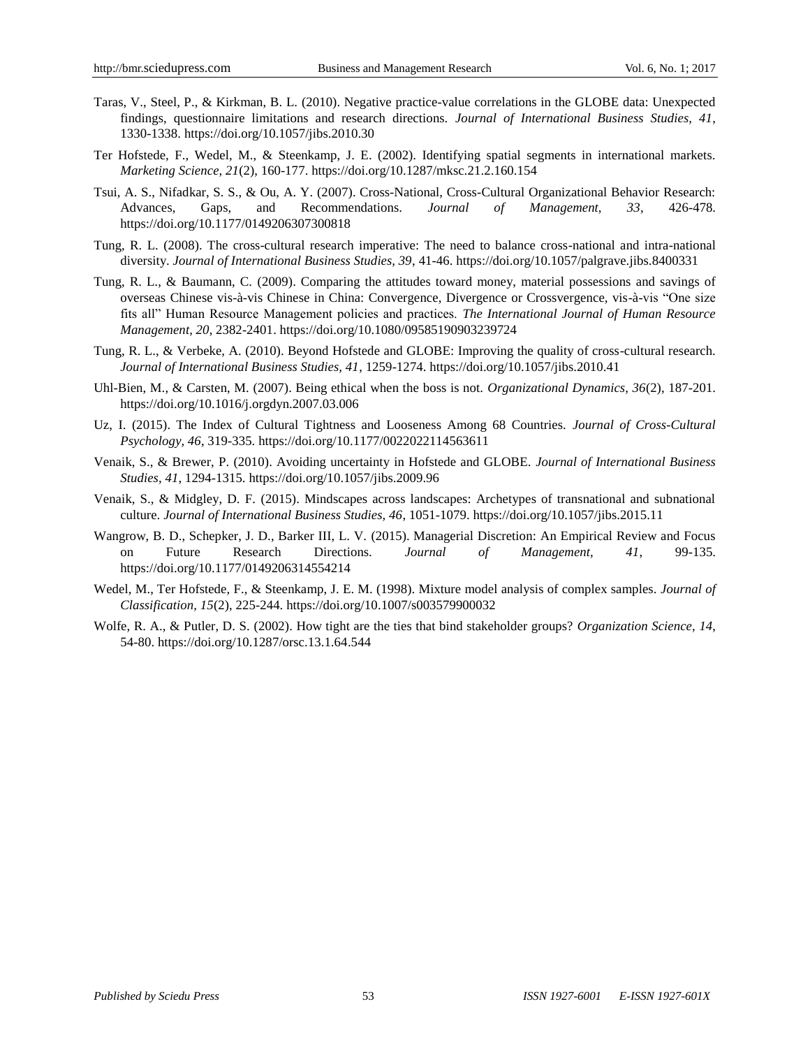Taras, V., Steel, P., & Kirkman, B. L. (2010). Negative practice-value correlations in the GLOBE data: Unexpected findings, questionnaire limitations and research directions. *Journal of International Business Studies, 41*, 1330-1338. https://doi.org/10.1057/jibs.2010.30

Ter Hofstede, F., Wedel, M., & Steenkamp, J. E. (2002). Identifying spatial segments in international markets. *Marketing Science, 21*(2), 160-177. https://doi.org/10.1287/mksc.21.2.160.154

Tsui, A. S., Nifadkar, S. S., & Ou, A. Y. (2007). Cross-National, Cross-Cultural Organizational Behavior Research: Advances, Gaps, and Recommendations. *Journal of Management, 33*, 426-478. https://doi.org/10.1177/0149206307300818

Tung, R. L. (2008). The cross-cultural research imperative: The need to balance cross-national and intra-national diversity. *Journal of International Business Studies, 39*, 41-46. https://doi.org/10.1057/palgrave.jibs.8400331

Tung, R. L., & Baumann, C. (2009). Comparing the attitudes toward money, material possessions and savings of overseas Chinese vis-à-vis Chinese in China: Convergence, Divergence or Crossvergence, vis-à-vis "One size fits all" Human Resource Management policies and practices. *The International Journal of Human Resource Management, 20*, 2382-2401. https://doi.org/10.1080/09585190903239724

Tung, R. L., & Verbeke, A. (2010). Beyond Hofstede and GLOBE: Improving the quality of cross-cultural research. *Journal of International Business Studies*, *41*, 1259-1274. https://doi.org/10.1057/jibs.2010.41

Uhl-Bien, M., & Carsten, M. (2007). Being ethical when the boss is not. *Organizational Dynamics, 36*(2), 187-201. https://doi.org/10.1016/j.orgdyn.2007.03.006

Uz, I. (2015). The Index of Cultural Tightness and Looseness Among 68 Countries. *Journal of Cross-Cultural Psychology, 46*, 319-335. https://doi.org/10.1177/0022022114563611

Venaik, S., & Brewer, P. (2010). Avoiding uncertainty in Hofstede and GLOBE. *Journal of International Business Studies*, *41*, 1294-1315. https://doi.org/10.1057/jibs.2009.96

Venaik, S., & Midgley, D. F. (2015). Mindscapes across landscapes: Archetypes of transnational and subnational culture. *Journal of International Business Studies, 46*, 1051-1079. https://doi.org/10.1057/jibs.2015.11

Wangrow, B. D., Schepker, J. D., Barker III, L. V. (2015). Managerial Discretion: An Empirical Review and Focus on Future Research Directions. *Journal of Management, 41*, 99-135. https://doi.org/10.1177/0149206314554214

Wedel, M., Ter Hofstede, F., & Steenkamp, J. E. M. (1998). Mixture model analysis of complex samples. *Journal of Classification, 15*(2), 225-244. https://doi.org/10.1007/s003579900032

Wolfe, R. A., & Putler, D. S. (2002). How tight are the the ties that bind stakeholder groups? *Organization Science, 14*, 54-80. https://doi.org/10.1287/orsc.13.1.64.544